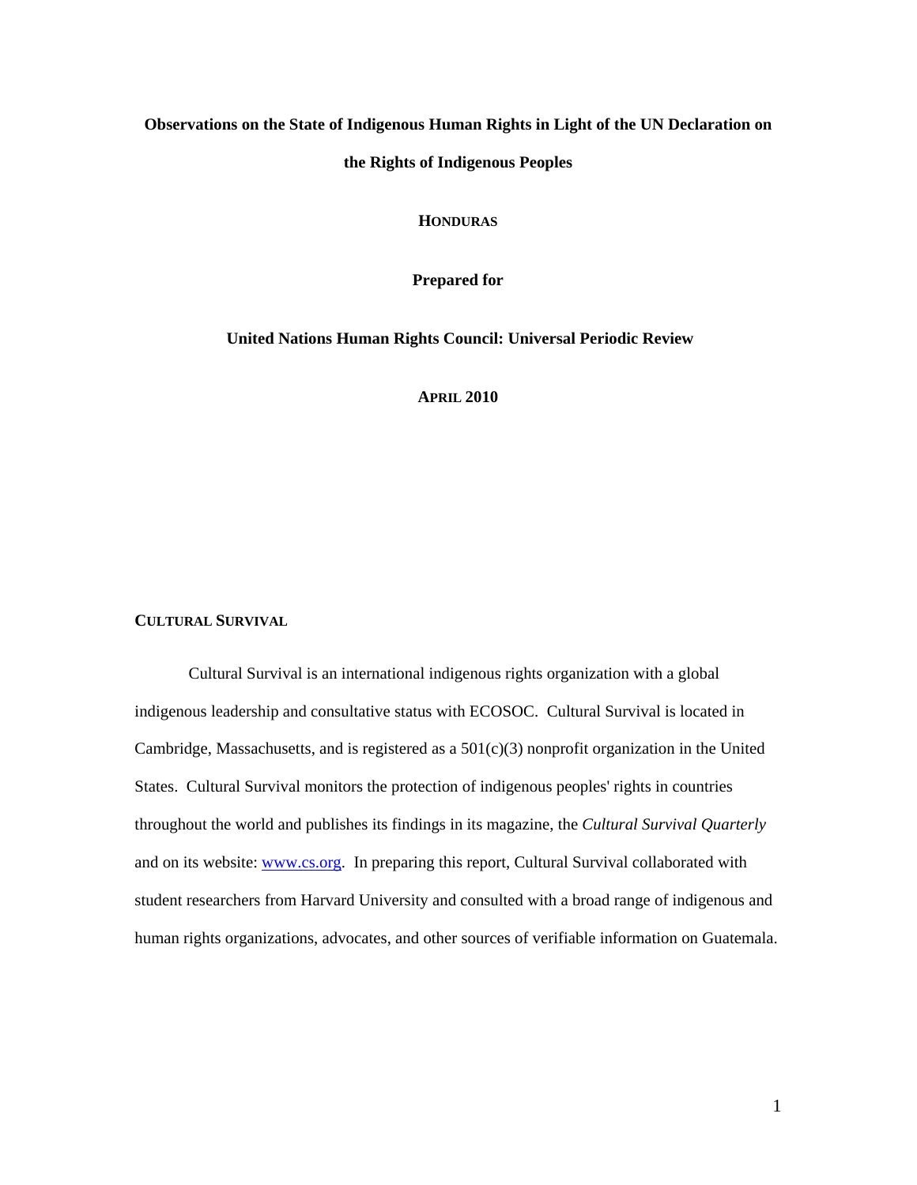# Observations on the State of Indigenous Human Rights in Light of the UN Declaration on the Rights of Indigenous Peoples

**HONDURAS**

**Prepared for**

**United Nations Human Rights Council: Universal Periodic Review**

**APRIL 2010**

## CULTURAL SURVIVAL

Cultural Survival is an international indigenous rights organization with a global indigenous leadership and consultative status with ECOSOC. Cultural Survival is located in Cambridge, Massachusetts, and is registered as a 501(c)(3) nonprofit organization in the United States. Cultural Survival monitors the protection of indigenous peoples' rights in countries throughout the world and publishes its findings in its magazine, the *Cultural Survival Quarterly* and on its website: [www.cs.org](http://www.cs.org). In preparing this report, Cultural Survival collaborated with student researchers from Harvard University and consulted with a broad range of indigenous and human rights organizations, advocates, and other sources of verifiable information on Guatemala.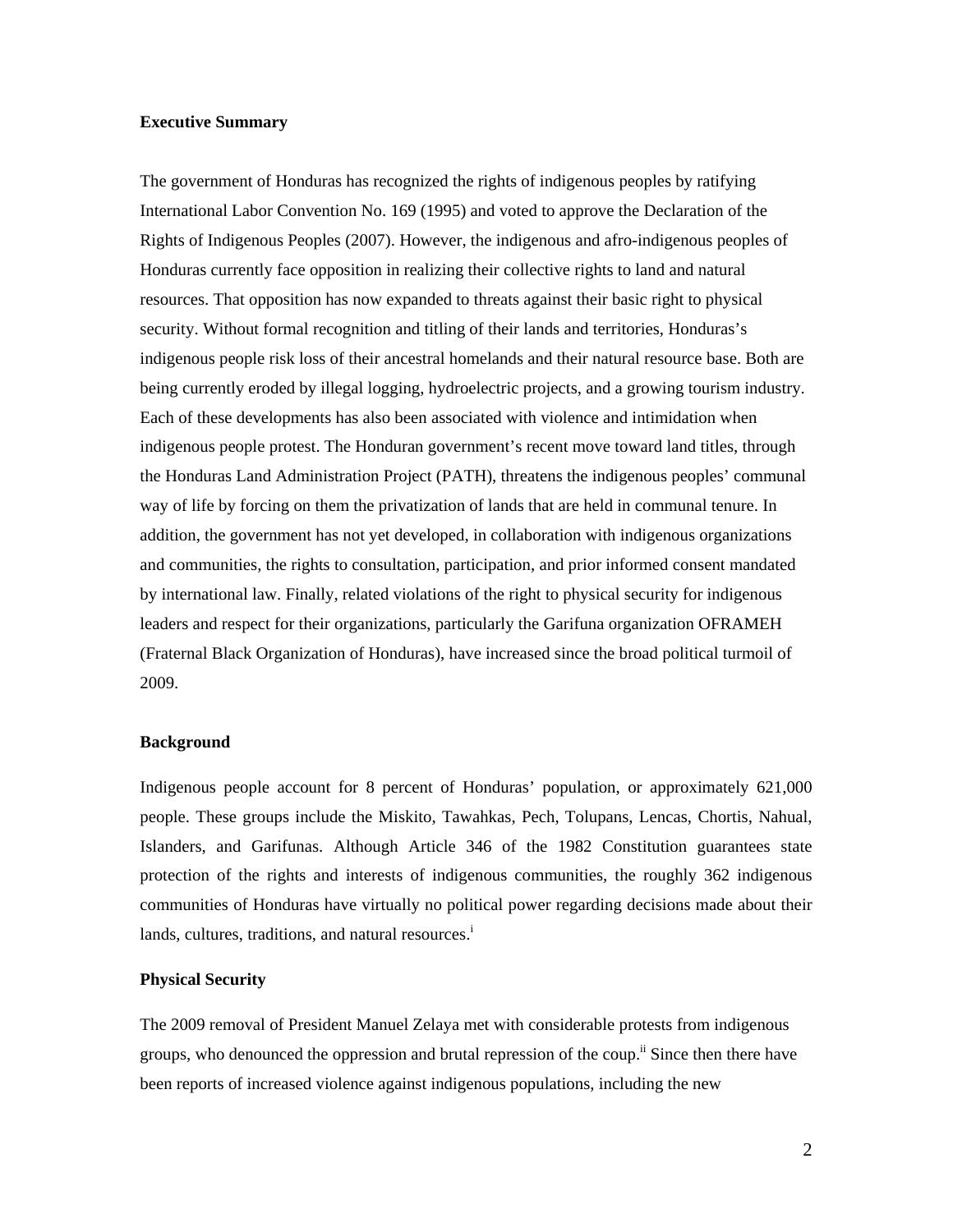**Executive Summary**

The government of Honduras has recognized the rights of indigenous peoples by ratifying International Labor Convention No. 169 (1995) and voted to approve the Declaration of the Rights of Indigenous Peoples (2007). However, the indigenous and afro-indigenous peoples of Honduras currently face opposition in realizing their collective rights to land and natural resources. That opposition has now expanded to threats against their basic right to physical security. Without formal recognition and titling of their lands and territories, Honduras's indigenous people risk loss of their ancestral homelands and their natural resource base. Both are being currently eroded by illegal logging, hydroelectric projects, and a growing tourism industry. Each of these developments has also been associated with violence and intimidation when indigenous people protest. The Honduran government's recent move toward land titles, through the Honduras Land Administration Project (PATH), threatens the indigenous peoples' communal way of life by forcing on them the privatization of lands that are held in communal tenure. In addition, the government has not yet developed, in collaboration with indigenous organizations and communities, the rights to consultation, participation, and prior informed consent mandated by international law. Finally, related violations of the right to physical security for indigenous leaders and respect for their organizations, particularly the Garifuna organization OFRAMEH (Fraternal Black Organization of Honduras), have increased since the broad political turmoil of 2009.

**Background**

Indigenous people account for 8 percent of Honduras' population, or approximately 621,000 people. These groups include the Miskito, Tawahkas, Pech, Tolupans, Lencas, Chortis, Nahual, Islanders, and Garifunas. Although Article 346 of the 1982 Constitution guarantees state protection of the rights and interests of indigenous communities, the roughly 362 indigenous communities of Honduras have virtually no political power regarding decisions made about their lands, cultures, traditions, and natural resources.[i]

**Physical Security**

The 2009 removal of President Manuel Zelaya met with considerable protests from indigenous groups, who denounced the oppression and brutal repression of the coup.[ii] Since then there have been reports of increased violence against indigenous populations, including the new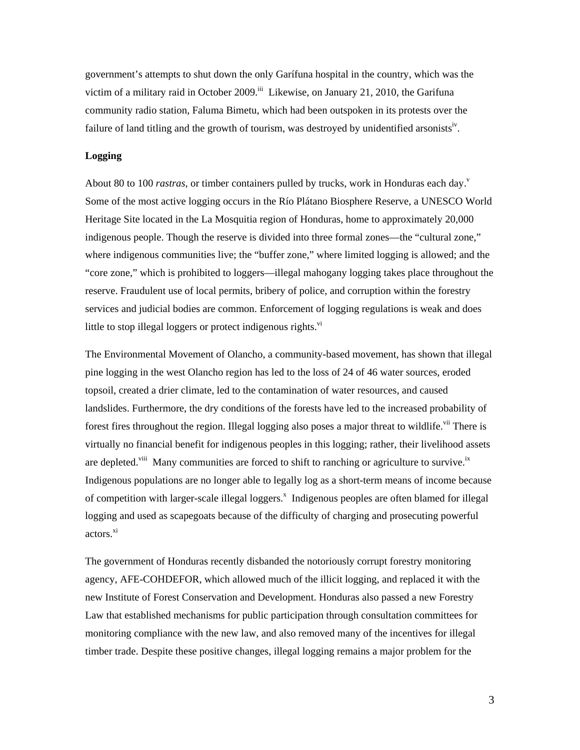government's attempts to shut down the only Garífuna hospital in the country, which was the victim of a military raid in October 2009.[iii] Likewise, on January 21, 2010, the Garifuna community radio station, Faluma Bimetu, which had been outspoken in its protests over the failure of land titling and the growth of tourism, was destroyed by unidentified arsonists[iv].

**Logging**

About 80 to 100 *rastras*, or timber containers pulled by trucks, work in Honduras each day.[v] Some of the most active logging occurs in the Río Plátano Biosphere Reserve, a UNESCO World Heritage Site located in the La Mosquitia region of Honduras, home to approximately 20,000 indigenous people. Though the reserve is divided into three formal zones—the "cultural zone," where indigenous communities live; the "buffer zone," where limited logging is allowed; and the "core zone," which is prohibited to loggers—illegal mahogany logging takes place throughout the reserve. Fraudulent use of local permits, bribery of police, and corruption within the forestry services and judicial bodies are common. Enforcement of logging regulations is weak and does little to stop illegal loggers or protect indigenous rights.[vi]

The Environmental Movement of Olancho, a community-based movement, has shown that illegal pine logging in the west Olancho region has led to the loss of 24 of 46 water sources, eroded topsoil, created a drier climate, led to the contamination of water resources, and caused landslides. Furthermore, the dry conditions of the forests have led to the increased probability of forest fires throughout the region. Illegal logging also poses a major threat to wildlife.[vii] There is virtually no financial benefit for indigenous peoples in this logging; rather, their livelihood assets are depleted.[viii] Many communities are forced to shift to ranching or agriculture to survive.[ix] Indigenous populations are no longer able to legally log as a short-term means of income because of competition with larger-scale illegal loggers.[x] Indigenous peoples are often blamed for illegal logging and used as scapegoats because of the difficulty of charging and prosecuting powerful actors.[xi]

The government of Honduras recently disbanded the notoriously corrupt forestry monitoring agency, AFE-COHDEFOR, which allowed much of the illicit logging, and replaced it with the new Institute of Forest Conservation and Development. Honduras also passed a new Forestry Law that established mechanisms for public participation through consultation committees for monitoring compliance with the new law, and also removed many of the incentives for illegal timber trade. Despite these positive changes, illegal logging remains a major problem for the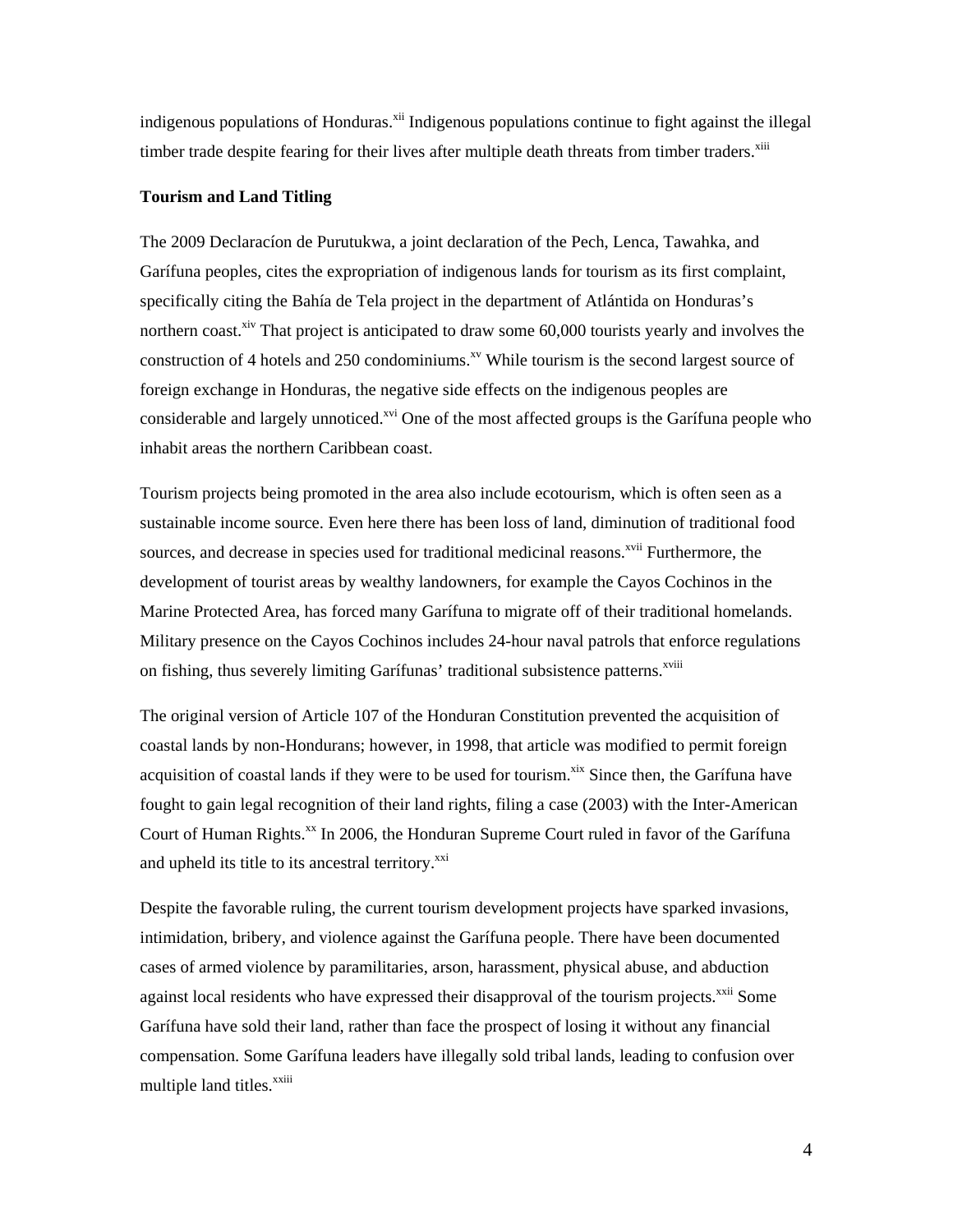indigenous populations of Honduras.[xii] Indigenous populations continue to fight against the illegal timber trade despite fearing for their lives after multiple death threats from timber traders.[xiii]

**Tourism and Land Titling**

The 2009 Declaracíon de Purutukwa, a joint declaration of the Pech, Lenca, Tawahka, and Garífuna peoples, cites the expropriation of indigenous lands for tourism as its first complaint, specifically citing the Bahía de Tela project in the department of Atlántida on Honduras's northern coast.[xiv] That project is anticipated to draw some 60,000 tourists yearly and involves the construction of 4 hotels and 250 condominiums.[xv] While tourism is the second largest source of foreign exchange in Honduras, the negative side effects on the indigenous peoples are considerable and largely unnoticed.[xvi] One of the most affected groups is the Garífuna people who inhabit areas the northern Caribbean coast.

Tourism projects being promoted in the area also include ecotourism, which is often seen as a sustainable income source. Even here there has been loss of land, diminution of traditional food sources, and decrease in species used for traditional medicinal reasons.[xvii] Furthermore, the development of tourist areas by wealthy landowners, for example the Cayos Cochinos in the Marine Protected Area, has forced many Garífuna to migrate off of their traditional homelands. Military presence on the Cayos Cochinos includes 24-hour naval patrols that enforce regulations on fishing, thus severely limiting Garífunas' traditional subsistence patterns.[xviii]

The original version of Article 107 of the Honduran Constitution prevented the acquisition of coastal lands by non-Hondurans; however, in 1998, that article was modified to permit foreign acquisition of coastal lands if they were to be used for tourism.[xix] Since then, the Garífuna have fought to gain legal recognition of their land rights, filing a case (2003) with the Inter-American Court of Human Rights.[xx] In 2006, the Honduran Supreme Court ruled in favor of the Garífuna and upheld its title to its ancestral territory.[xxi]

Despite the favorable ruling, the current tourism development projects have sparked invasions, intimidation, bribery, and violence against the Garífuna people. There have been documented cases of armed violence by paramilitaries, arson, harassment, physical abuse, and abduction against local residents who have expressed their disapproval of the tourism projects.[xxii] Some Garífuna have sold their land, rather than face the prospect of losing it without any financial compensation. Some Garífuna leaders have illegally sold tribal lands, leading to confusion over multiple land titles.[xxiii]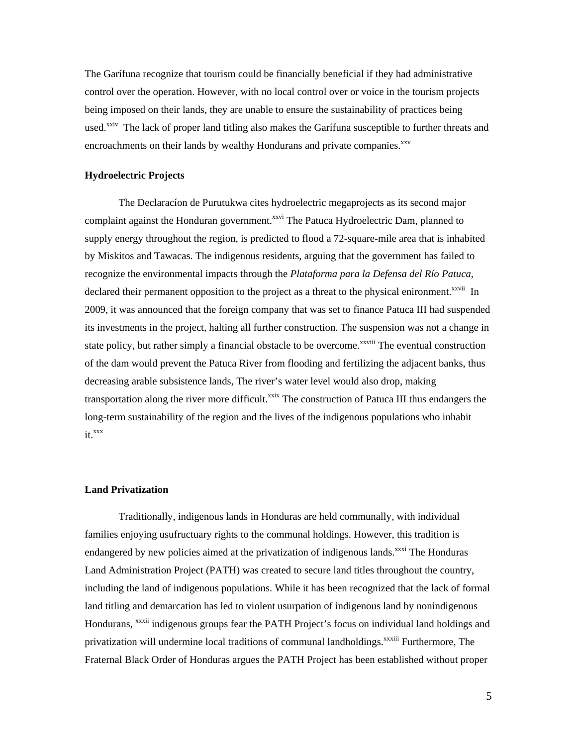The Garífuna recognize that tourism could be financially beneficial if they had administrative control over the operation. However, with no local control over or voice in the tourism projects being imposed on their lands, they are unable to ensure the sustainability of practices being used.[xxiv] The lack of proper land titling also makes the Garífuna susceptible to further threats and encroachments on their lands by wealthy Hondurans and private companies.[xxv]

**Hydroelectric Projects**

The Declaracíon de Purutukwa cites hydroelectric megaprojects as its second major complaint against the Honduran government.[xxvi] The Patuca Hydroelectric Dam, planned to supply energy throughout the region, is predicted to flood a 72-square-mile area that is inhabited by Miskitos and Tawacas. The indigenous residents, arguing that the government has failed to recognize the environmental impacts through the *Plataforma para la Defensa del Río Patuca*, declared their permanent opposition to the project as a threat to the physical enironment.[xxvii] In 2009, it was announced that the foreign company that was set to finance Patuca III had suspended its investments in the project, halting all further construction. The suspension was not a change in state policy, but rather simply a financial obstacle to be overcome.[xxviii] The eventual construction of the dam would prevent the Patuca River from flooding and fertilizing the adjacent banks, thus decreasing arable subsistence lands, The river's water level would also drop, making transportation along the river more difficult.[xxix] The construction of Patuca III thus endangers the long-term sustainability of the region and the lives of the indigenous populations who inhabit it.[xxx]

**Land Privatization**

Traditionally, indigenous lands in Honduras are held communally, with individual families enjoying usufructuary rights to the communal holdings. However, this tradition is endangered by new policies aimed at the privatization of indigenous lands.[xxxi] The Honduras Land Administration Project (PATH) was created to secure land titles throughout the country, including the land of indigenous populations. While it has been recognized that the lack of formal land titling and demarcation has led to violent usurpation of indigenous land by nonindigenous Hondurans, [xxxii] indigenous groups fear the PATH Project's focus on individual land holdings and privatization will undermine local traditions of communal landholdings.[xxxiii] Furthermore, The Fraternal Black Order of Honduras argues the PATH Project has been established without proper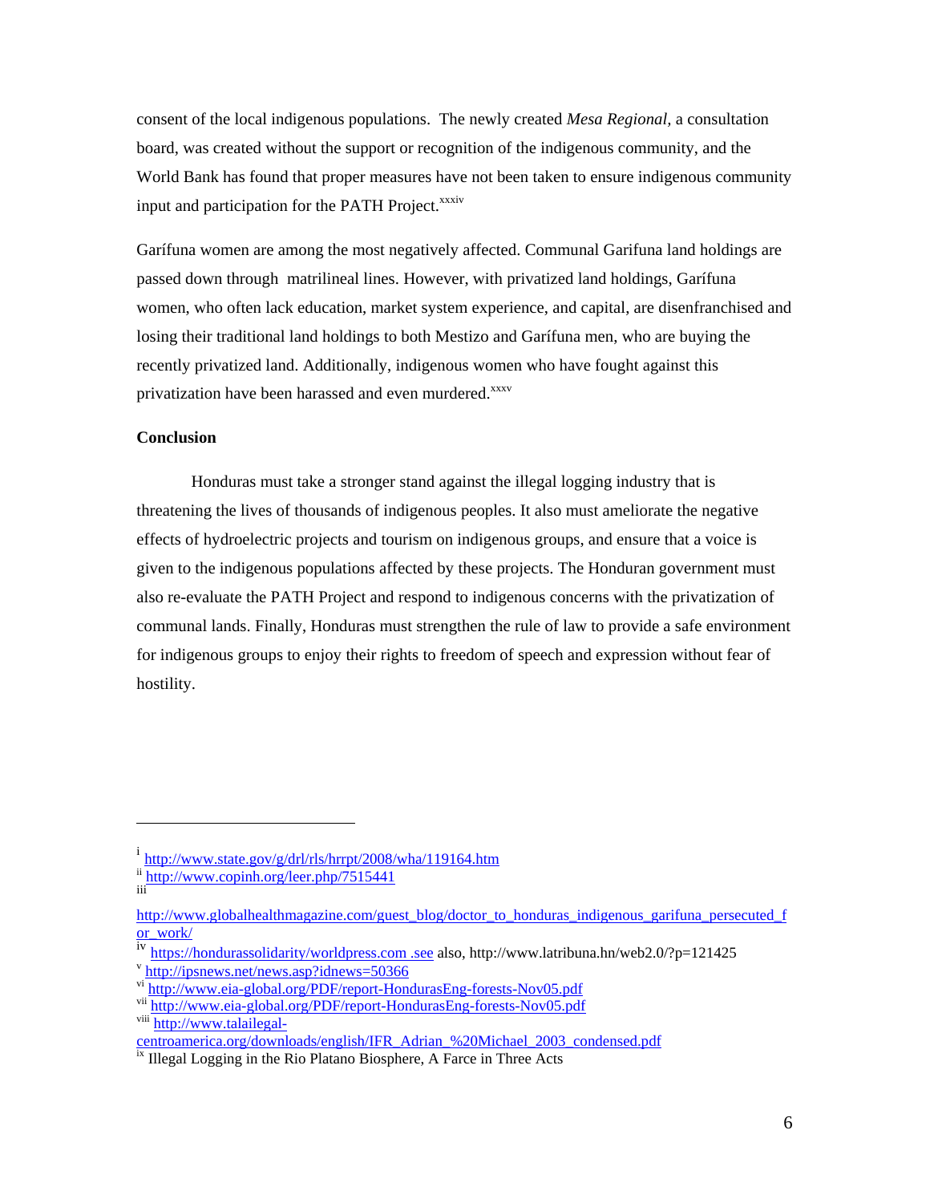consent of the local indigenous populations. The newly created *Mesa Regional*, a consultation board, was created without the support or recognition of the indigenous community, and the World Bank has found that proper measures have not been taken to ensure indigenous community input and participation for the PATH Project.[xxxiv]

Garífuna women are among the most negatively affected. Communal Garifuna land holdings are passed down through matrilineal lines. However, with privatized land holdings, Garífuna women, who often lack education, market system experience, and capital, are disenfranchised and losing their traditional land holdings to both Mestizo and Garífuna men, who are buying the recently privatized land. Additionally, indigenous women who have fought against this privatization have been harassed and even murdered.[xxxv]

**Conclusion**

Honduras must take a stronger stand against the illegal logging industry that is threatening the lives of thousands of indigenous peoples. It also must ameliorate the negative effects of hydroelectric projects and tourism on indigenous groups, and ensure that a voice is given to the indigenous populations affected by these projects. The Honduran government must also re-evaluate the PATH Project and respond to indigenous concerns with the privatization of communal lands. Finally, Honduras must strengthen the rule of law to provide a safe environment for indigenous groups to enjoy their rights to freedom of speech and expression without fear of hostility.

---

[i] http://www.state.gov/g/drl/rls/hrrpt/2008/wha/119164.htm

[ii] http://www.copinh.org/leer.php/7515441

[iii] http://www.globalhealthmagazine.com/guest_blog/doctor_to_honduras_indigenous_garifuna_persecuted_for_work/

[iv] https://hondurassolidarity/worldpress.com .see also, http://www.latribuna.hn/web2.0/?p=121425

[v] http://ipsnews.net/news.asp?idnews=50366

[vi] http://www.eia-global.org/PDF/report-HondurasEng-forests-Nov05.pdf

[vii] http://www.eia-global.org/PDF/report-HondurasEng-forests-Nov05.pdf

[viii] http://www.talailegal-centroamerica.org/downloads/english/IFR_Adrian_%20Michael_2003_condensed.pdf

[ix] Illegal Logging in the Rio Platano Biosphere, A Farce in Three Acts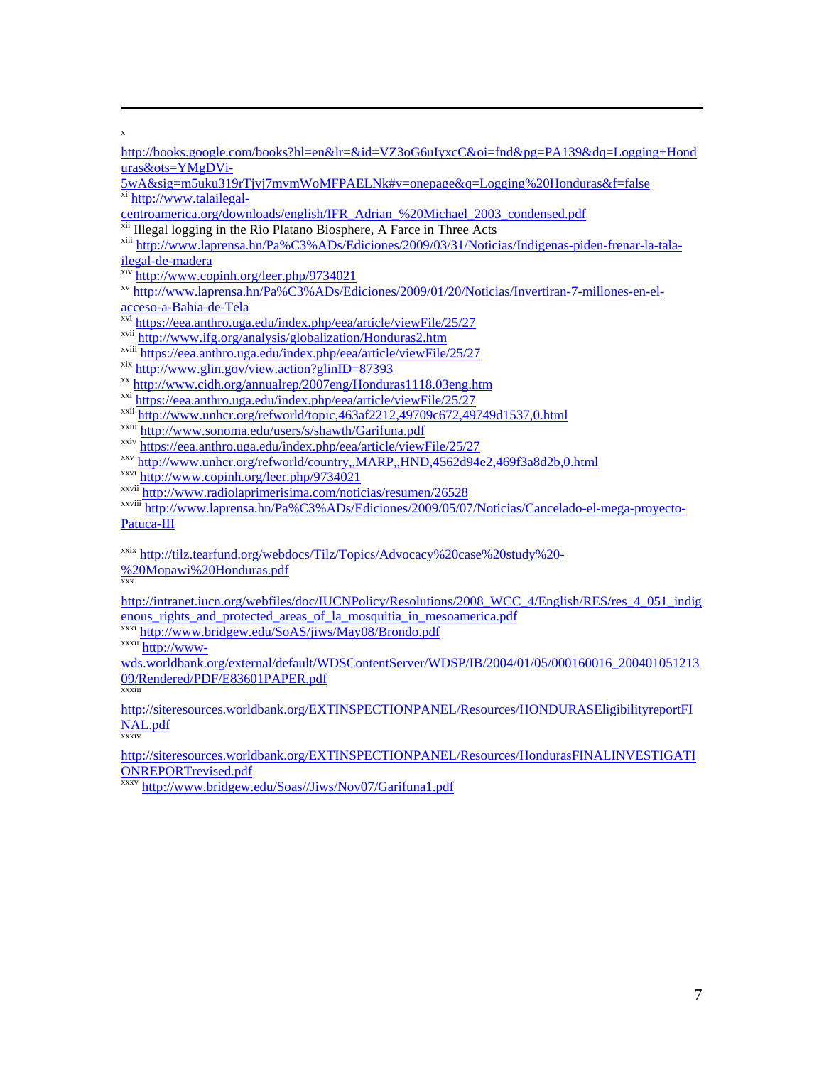[x] http://books.google.com/books?hl=en&lr=&id=VZ3oG6uIyxcC&oi=fnd&pg=PA139&dq=Logging+Honduras&ots=YMgDVi-5wA&sig=m5uku319rTjvj7mvmWoMFPAELNk#v=onepage&q=Logging%20Honduras&f=false

[xi] http://www.talailegal-centroamerica.org/downloads/english/IFR_Adrian_%20Michael_2003_condensed.pdf

[xii] Illegal logging in the Rio Platano Biosphere, A Farce in Three Acts

[xiii] http://www.laprensa.hn/Pa%C3%ADs/Ediciones/2009/03/31/Noticias/Indigenas-piden-frenar-la-tala-ilegal-de-madera

[xiv] http://www.copinh.org/leer.php/9734021

[xv] http://www.laprensa.hn/Pa%C3%ADs/Ediciones/2009/01/20/Noticias/Invertiran-7-millones-en-el-acceso-a-Bahia-de-Tela

[xvi] https://eea.anthro.uga.edu/index.php/eea/article/viewFile/25/27

[xvii] http://www.ifg.org/analysis/globalization/Honduras2.htm

[xviii] https://eea.anthro.uga.edu/index.php/eea/article/viewFile/25/27

[xix] http://www.glin.gov/view.action?glinID=87393

[xx] http://www.cidh.org/annualrep/2007eng/Honduras1118.03eng.htm

[xxi] https://eea.anthro.uga.edu/index.php/eea/article/viewFile/25/27

[xxii] http://www.unhcr.org/refworld/topic,463af2212,49709c672,49749d1537,0.html

[xxiii] http://www.sonoma.edu/users/s/shawth/Garifuna.pdf

[xxiv] https://eea.anthro.uga.edu/index.php/eea/article/viewFile/25/27

[xxv] http://www.unhcr.org/refworld/country,,MARP,,HND,4562d94e2,469f3a8d2b,0.html

[xxvi] http://www.copinh.org/leer.php/9734021

[xxvii] http://www.radiolaprimerisima.com/noticias/resumen/26528

[xxviii] http://www.laprensa.hn/Pa%C3%ADs/Ediciones/2009/05/07/Noticias/Cancelado-el-mega-proyecto-Patuca-III

[xxix] http://tilz.tearfund.org/webdocs/Tilz/Topics/Advocacy%20case%20study%20-%20Mopawi%20Honduras.pdf

[xxx] http://intranet.iucn.org/webfiles/doc/IUCNPolicy/Resolutions/2008_WCC_4/English/RES/res_4_051_indigenous_rights_and_protected_areas_of_la_mosquitia_in_mesoamerica.pdf

[xxxi] http://www.bridgew.edu/SoAS/jiws/May08/Brondo.pdf

[xxxii] http://www-wds.worldbank.org/external/default/WDSContentServer/WDSP/IB/2004/01/05/000160016_20040105121309/Rendered/PDF/E83601PAPER.pdf

[xxxiii] http://siteresources.worldbank.org/EXTINSPECTIONPANEL/Resources/HONDURASEligibilityreportFINAL.pdf

[xxxiv] http://siteresources.worldbank.org/EXTINSPECTIONPANEL/Resources/HondurasFINALINVESTIGATIONREPORTrevised.pdf

[xxxv] http://www.bridgew.edu/Soas//Jiws/Nov07/Garifuna1.pdf